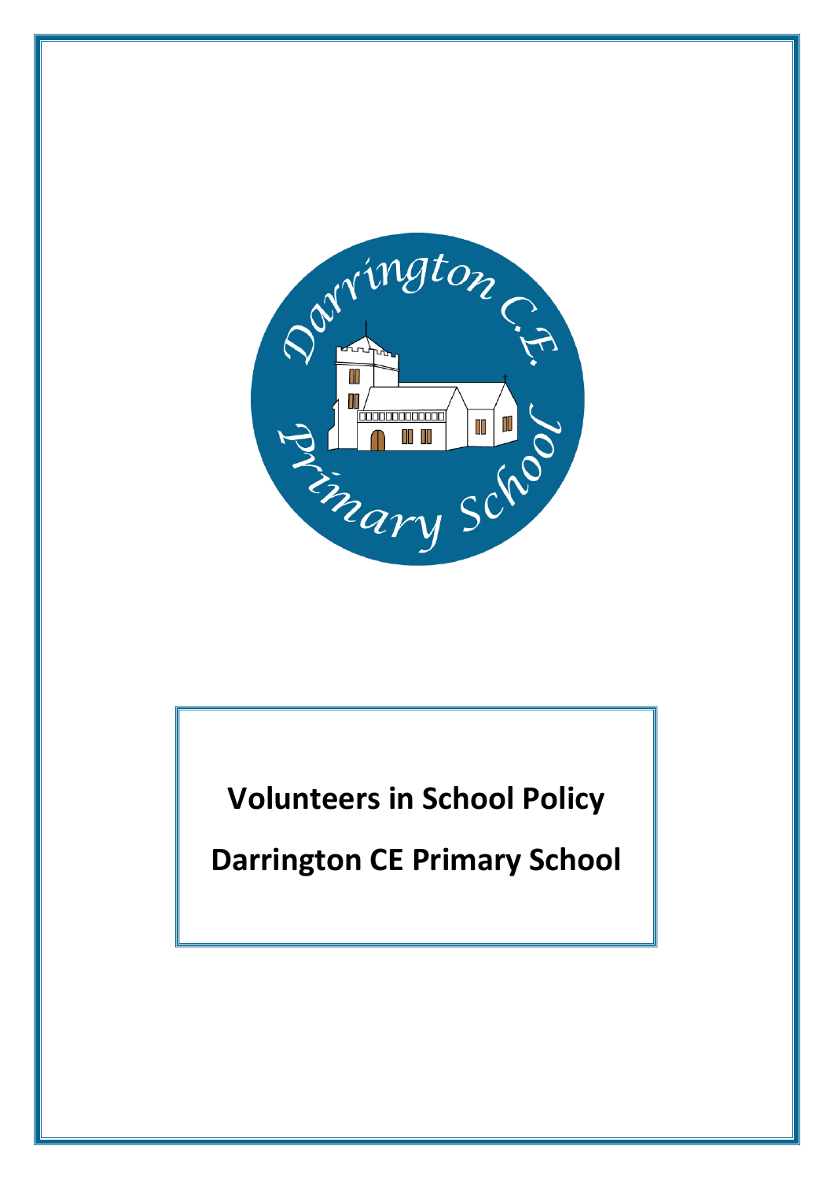# Volunteers in School Policy

# Darrington CE Primary School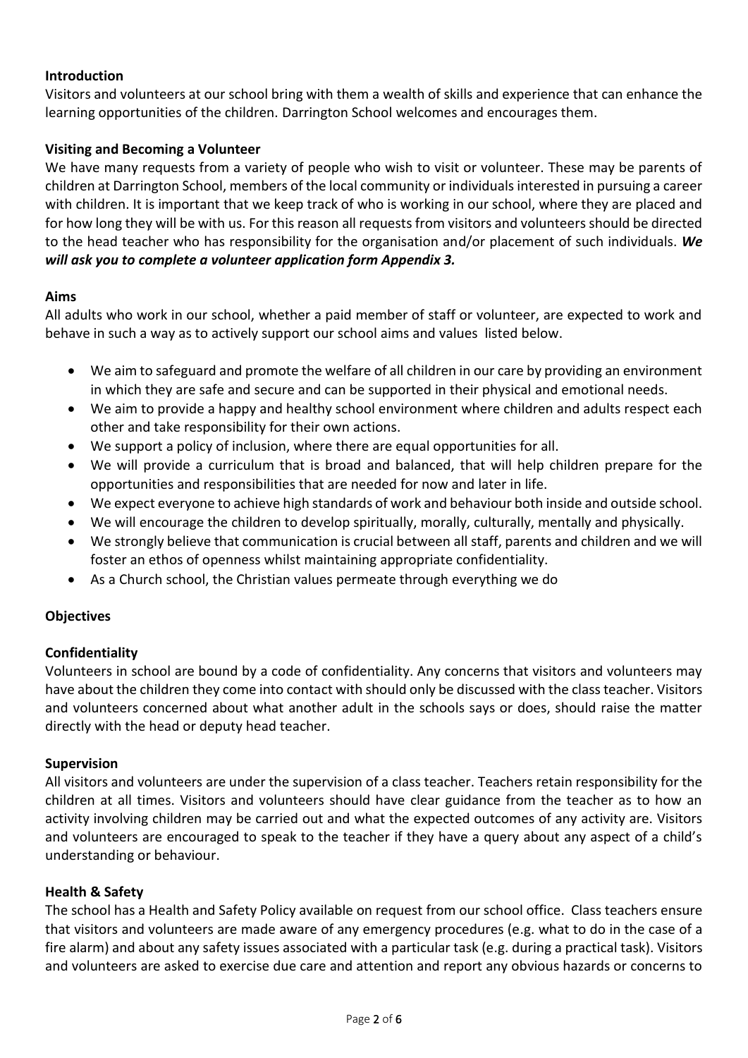## Introduction

Visitors and volunteers at our school bring with them a wealth of skills and experience that can enhance the learning opportunities of the children. Darrington School welcomes and encourages them.

## Visiting and Becoming a Volunteer

We have many requests from a variety of people who wish to visit or volunteer. These may be parents of children at Darrington School, members of the local community or individuals interested in pursuing a career with children. It is important that we keep track of who is working in our school, where they are placed and for how long they will be with us. For this reason all requests from visitors and volunteers should be directed to the head teacher who has responsibility for the organisation and/or placement of such individuals. ***We will ask you to complete a volunteer application form Appendix 3.***

## Aims

All adults who work in our school, whether a paid member of staff or volunteer, are expected to work and behave in such a way as to actively support our school aims and values listed below.

- We aim to safeguard and promote the welfare of all children in our care by providing an environment in which they are safe and secure and can be supported in their physical and emotional needs.
- We aim to provide a happy and healthy school environment where children and adults respect each other and take responsibility for their own actions.
- We support a policy of inclusion, where there are equal opportunities for all.
- We will provide a curriculum that is broad and balanced, that will help children prepare for the opportunities and responsibilities that are needed for now and later in life.
- We expect everyone to achieve high standards of work and behaviour both inside and outside school.
- We will encourage the children to develop spiritually, morally, culturally, mentally and physically.
- We strongly believe that communication is crucial between all staff, parents and children and we will foster an ethos of openness whilst maintaining appropriate confidentiality.
- As a Church school, the Christian values permeate through everything we do

## Objectives

### Confidentiality

Volunteers in school are bound by a code of confidentiality. Any concerns that visitors and volunteers may have about the children they come into contact with should only be discussed with the class teacher. Visitors and volunteers concerned about what another adult in the schools says or does, should raise the matter directly with the head or deputy head teacher.

### Supervision

All visitors and volunteers are under the supervision of a class teacher. Teachers retain responsibility for the children at all times. Visitors and volunteers should have clear guidance from the teacher as to how an activity involving children may be carried out and what the expected outcomes of any activity are. Visitors and volunteers are encouraged to speak to the teacher if they have a query about any aspect of a child's understanding or behaviour.

### Health & Safety

The school has a Health and Safety Policy available on request from our school office. Class teachers ensure that visitors and volunteers are made aware of any emergency procedures (e.g. what to do in the case of a fire alarm) and about any safety issues associated with a particular task (e.g. during a practical task). Visitors and volunteers are asked to exercise due care and attention and report any obvious hazards or concerns to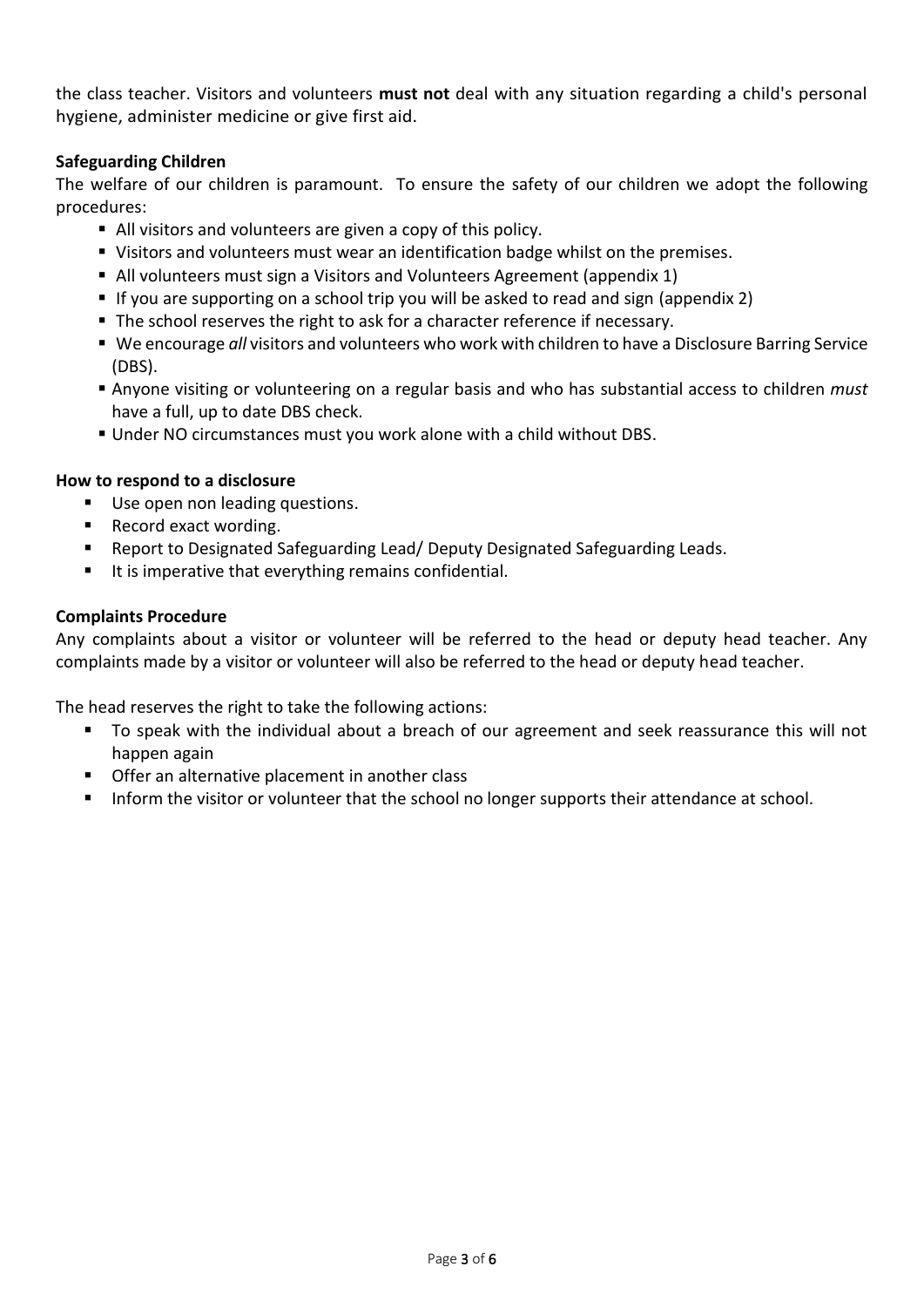the class teacher. Visitors and volunteers **must not** deal with any situation regarding a child's personal hygiene, administer medicine or give first aid.

**Safeguarding Children**

The welfare of our children is paramount. To ensure the safety of our children we adopt the following procedures:

- All visitors and volunteers are given a copy of this policy.
- Visitors and volunteers must wear an identification badge whilst on the premises.
- All volunteers must sign a Visitors and Volunteers Agreement (appendix 1)
- If you are supporting on a school trip you will be asked to read and sign (appendix 2)
- The school reserves the right to ask for a character reference if necessary.
- We encourage *all* visitors and volunteers who work with children to have a Disclosure Barring Service (DBS).
- Anyone visiting or volunteering on a regular basis and who has substantial access to children *must* have a full, up to date DBS check.
- Under NO circumstances must you work alone with a child without DBS.

**How to respond to a disclosure**

- Use open non leading questions.
- Record exact wording.
- Report to Designated Safeguarding Lead/ Deputy Designated Safeguarding Leads.
- It is imperative that everything remains confidential.

**Complaints Procedure**

Any complaints about a visitor or volunteer will be referred to the head or deputy head teacher. Any complaints made by a visitor or volunteer will also be referred to the head or deputy head teacher.

The head reserves the right to take the following actions:

- To speak with the individual about a breach of our agreement and seek reassurance this will not happen again
- Offer an alternative placement in another class
- Inform the visitor or volunteer that the school no longer supports their attendance at school.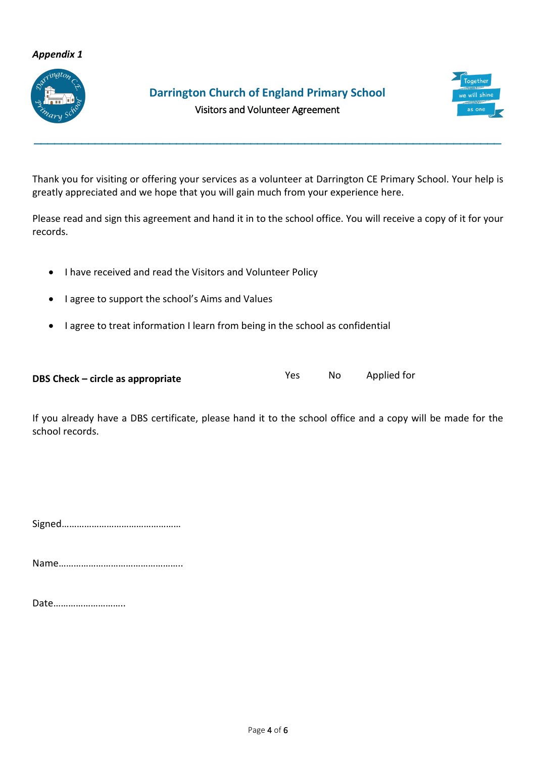*Appendix 1*

# Darrington Church of England Primary School

## Visitors and Volunteer Agreement

Thank you for visiting or offering your services as a volunteer at Darrington CE Primary School. Your help is greatly appreciated and we hope that you will gain much from your experience here.

Please read and sign this agreement and hand it in to the school office. You will receive a copy of it for your records.

- I have received and read the Visitors and Volunteer Policy
- I agree to support the school's Aims and Values
- I agree to treat information I learn from being in the school as confidential

**DBS Check – circle as appropriate** Yes No Applied for

If you already have a DBS certificate, please hand it to the school office and a copy will be made for the school records.

Signed…………………………………………

Name…………………………………………..

Date……………………….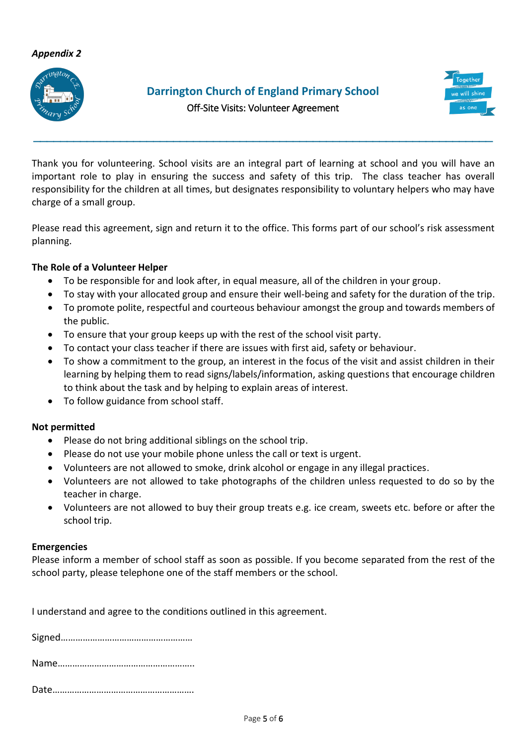*Appendix 2*

## Darrington Church of England Primary School

Off-Site Visits: Volunteer Agreement

---

Thank you for volunteering. School visits are an integral part of learning at school and you will have an important role to play in ensuring the success and safety of this trip. The class teacher has overall responsibility for the children at all times, but designates responsibility to voluntary helpers who may have charge of a small group.

Please read this agreement, sign and return it to the office. This forms part of our school's risk assessment planning.

**The Role of a Volunteer Helper**

- To be responsible for and look after, in equal measure, all of the children in your group.
- To stay with your allocated group and ensure their well-being and safety for the duration of the trip.
- To promote polite, respectful and courteous behaviour amongst the group and towards members of the public.
- To ensure that your group keeps up with the rest of the school visit party.
- To contact your class teacher if there are issues with first aid, safety or behaviour.
- To show a commitment to the group, an interest in the focus of the visit and assist children in their learning by helping them to read signs/labels/information, asking questions that encourage children to think about the task and by helping to explain areas of interest.
- To follow guidance from school staff.

**Not permitted**

- Please do not bring additional siblings on the school trip.
- Please do not use your mobile phone unless the call or text is urgent.
- Volunteers are not allowed to smoke, drink alcohol or engage in any illegal practices.
- Volunteers are not allowed to take photographs of the children unless requested to do so by the teacher in charge.
- Volunteers are not allowed to buy their group treats e.g. ice cream, sweets etc. before or after the school trip.

**Emergencies**

Please inform a member of school staff as soon as possible. If you become separated from the rest of the school party, please telephone one of the staff members or the school.

I understand and agree to the conditions outlined in this agreement.

Signed……………………………………………

Name………………………………………………..

Date…………………………………………………..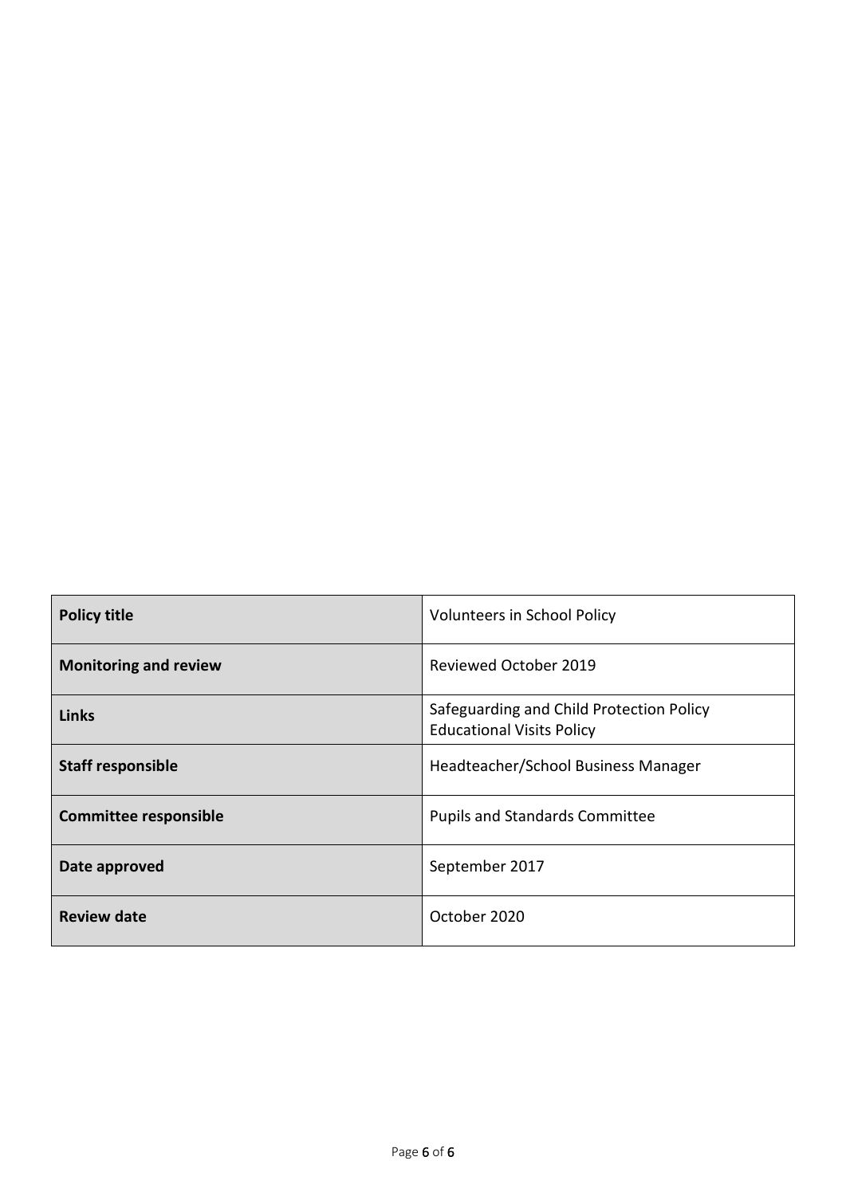| | |
|---|---|
| **Policy title** | Volunteers in School Policy |
| **Monitoring and review** | Reviewed October 2019 |
| **Links** | Safeguarding and Child Protection Policy<br>Educational Visits Policy |
| **Staff responsible** | Headteacher/School Business Manager |
| **Committee responsible** | Pupils and Standards Committee |
| **Date approved** | September 2017 |
| **Review date** | October 2020 |